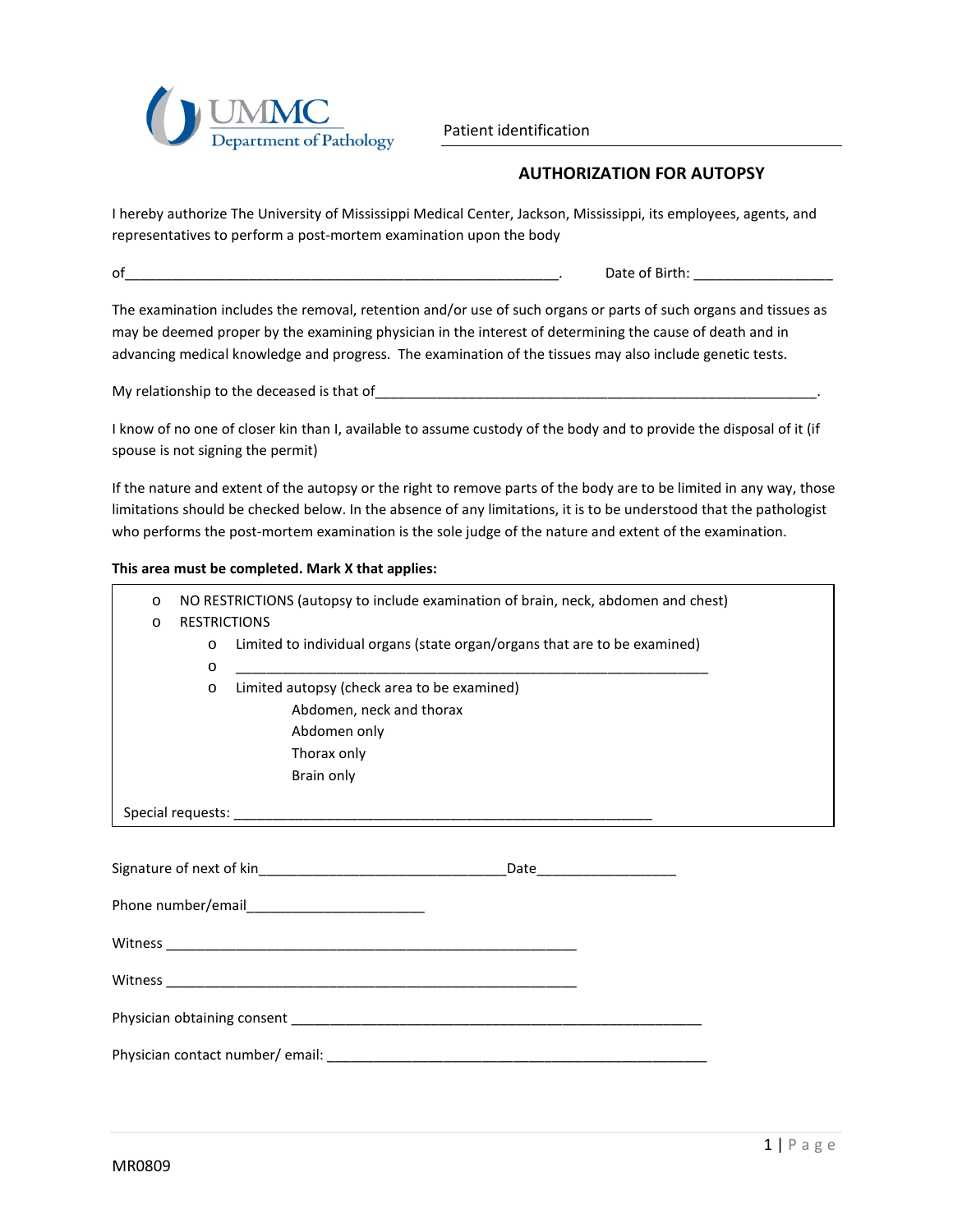UMMC Department of Pathology

Patient identification \_\_\_\_\_\_\_\_\_\_\_\_\_\_\_\_\_\_\_\_\_\_\_\_\_\_\_\_\_\_

## AUTHORIZATION FOR AUTOPSY

I hereby authorize The University of Mississippi Medical Center, Jackson, Mississippi, its employees, agents, and representatives to perform a post-mortem examination upon the body

of_______________________________________________________. Date of Birth: _________________

The examination includes the removal, retention and/or use of such organs or parts of such organs and tissues as may be deemed proper by the examining physician in the interest of determining the cause of death and in advancing medical knowledge and progress. The examination of the tissues may also include genetic tests.

My relationship to the deceased is that of__________________________________________________________.

I know of no one of closer kin than I, available to assume custody of the body and to provide the disposal of it (if spouse is not signing the permit)

If the nature and extent of the autopsy or the right to remove parts of the body are to be limited in any way, those limitations should be checked below. In the absence of any limitations, it is to be understood that the pathologist who performs the post-mortem examination is the sole judge of the nature and extent of the examination.

**This area must be completed. Mark X that applies:**

- NO RESTRICTIONS (autopsy to include examination of brain, neck, abdomen and chest)
- RESTRICTIONS
  - Limited to individual organs (state organ/organs that are to be examined)
  - ____________________________________________________________
  - Limited autopsy (check area to be examined)
    - Abdomen, neck and thorax
    - Abdomen only
    - Thorax only
    - Brain only

Special requests: ____________________________________________________

Signature of next of kin________________________________Date__________________

Phone number/email_______________________

Witness _____________________________________________________

Witness _____________________________________________________

Physician obtaining consent _____________________________________________________

Physician contact number/ email: _____________________________________________________

MR0809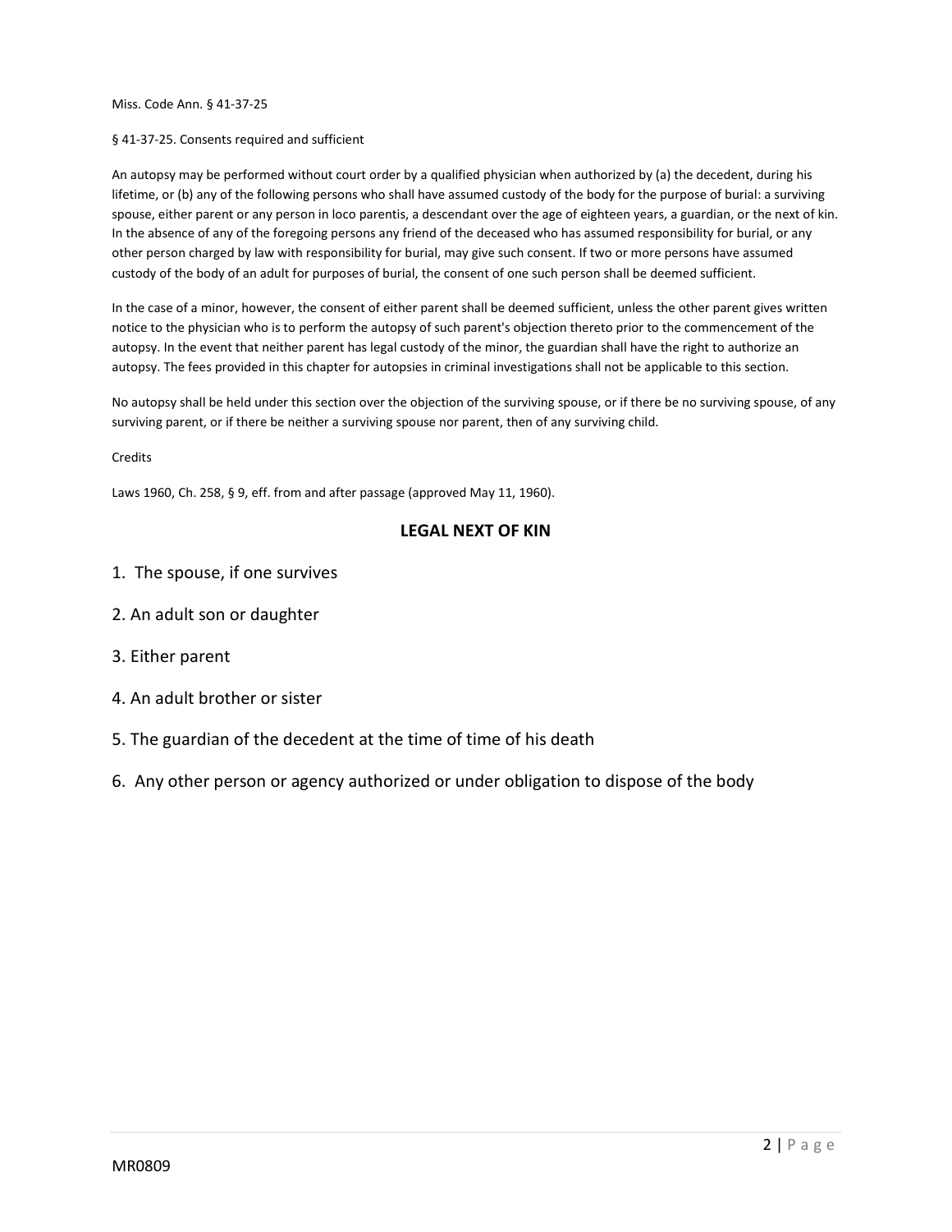Miss. Code Ann. § 41-37-25

§ 41-37-25. Consents required and sufficient

An autopsy may be performed without court order by a qualified physician when authorized by (a) the decedent, during his lifetime, or (b) any of the following persons who shall have assumed custody of the body for the purpose of burial: a surviving spouse, either parent or any person in loco parentis, a descendant over the age of eighteen years, a guardian, or the next of kin. In the absence of any of the foregoing persons any friend of the deceased who has assumed responsibility for burial, or any other person charged by law with responsibility for burial, may give such consent. If two or more persons have assumed custody of the body of an adult for purposes of burial, the consent of one such person shall be deemed sufficient.

In the case of a minor, however, the consent of either parent shall be deemed sufficient, unless the other parent gives written notice to the physician who is to perform the autopsy of such parent's objection thereto prior to the commencement of the autopsy. In the event that neither parent has legal custody of the minor, the guardian shall have the right to authorize an autopsy. The fees provided in this chapter for autopsies in criminal investigations shall not be applicable to this section.

No autopsy shall be held under this section over the objection of the surviving spouse, or if there be no surviving spouse, of any surviving parent, or if there be neither a surviving spouse nor parent, then of any surviving child.

Credits

Laws 1960, Ch. 258, § 9, eff. from and after passage (approved May 11, 1960).

## LEGAL NEXT OF KIN

1. The spouse, if one survives
2. An adult son or daughter
3. Either parent
4. An adult brother or sister
5. The guardian of the decedent at the time of time of his death
6. Any other person or agency authorized or under obligation to dispose of the body

MR0809